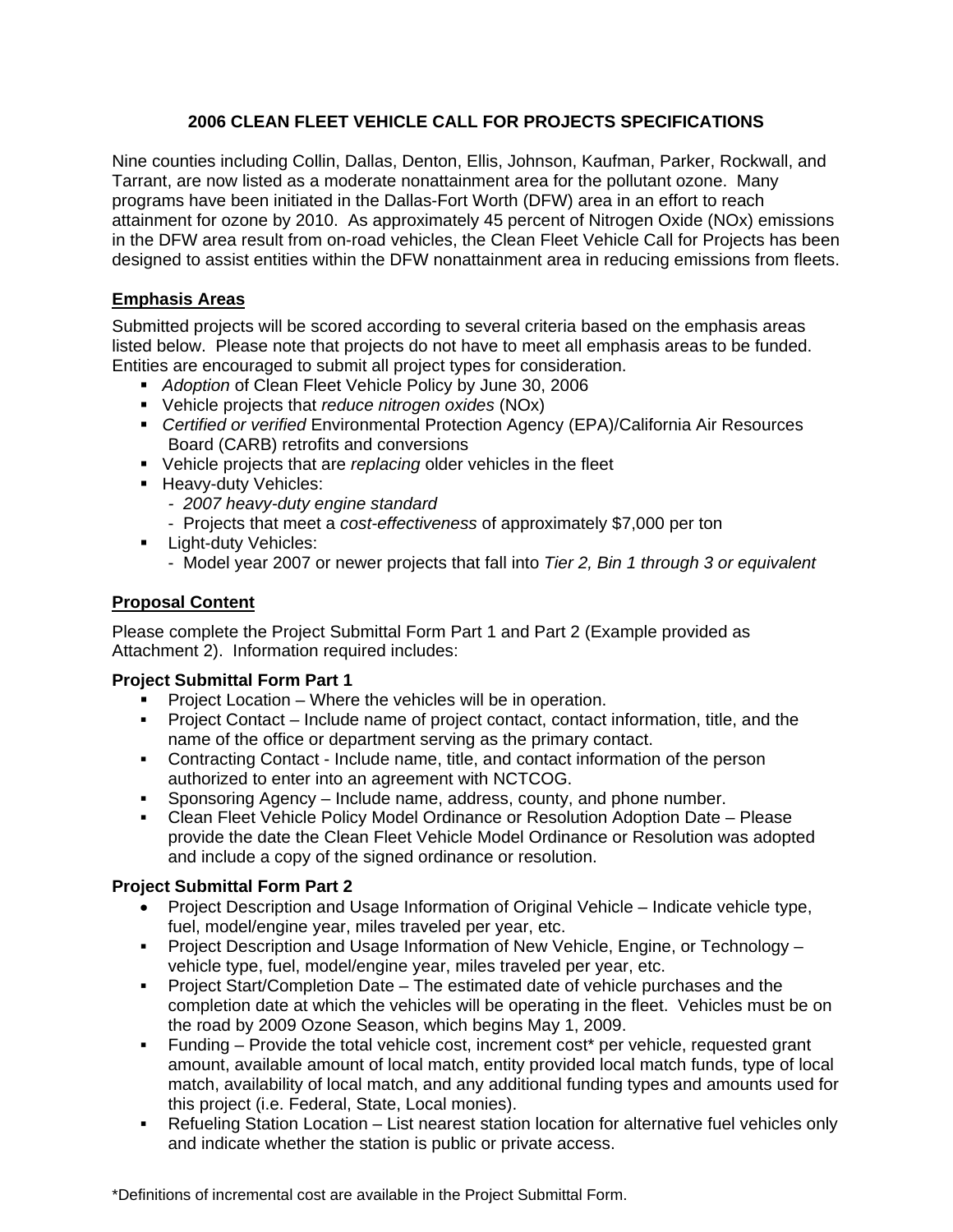# 2006 CLEAN FLEET VEHICLE CALL FOR PROJECTS SPECIFICATIONS

Nine counties including Collin, Dallas, Denton, Ellis, Johnson, Kaufman, Parker, Rockwall, and Tarrant, are now listed as a moderate nonattainment area for the pollutant ozone. Many programs have been initiated in the Dallas-Fort Worth (DFW) area in an effort to reach attainment for ozone by 2010. As approximately 45 percent of Nitrogen Oxide (NOx) emissions in the DFW area result from on-road vehicles, the Clean Fleet Vehicle Call for Projects has been designed to assist entities within the DFW nonattainment area in reducing emissions from fleets.

## Emphasis Areas

Submitted projects will be scored according to several criteria based on the emphasis areas listed below. Please note that projects do not have to meet all emphasis areas to be funded. Entities are encouraged to submit all project types for consideration.

- *Adoption* of Clean Fleet Vehicle Policy by June 30, 2006
- Vehicle projects that *reduce nitrogen oxides* (NOx)
- *Certified or verified* Environmental Protection Agency (EPA)/California Air Resources Board (CARB) retrofits and conversions
- Vehicle projects that are *replacing* older vehicles in the fleet
- Heavy-duty Vehicles:
  - *2007 heavy-duty engine standard*
  - Projects that meet a *cost-effectiveness* of approximately $7,000 per ton
- Light-duty Vehicles:
  - Model year 2007 or newer projects that fall into *Tier 2, Bin 1 through 3 or equivalent*

## Proposal Content

Please complete the Project Submittal Form Part 1 and Part 2 (Example provided as Attachment 2). Information required includes:

### Project Submittal Form Part 1

- Project Location – Where the vehicles will be in operation.
- Project Contact – Include name of project contact, contact information, title, and the name of the office or department serving as the primary contact.
- Contracting Contact - Include name, title, and contact information of the person authorized to enter into an agreement with NCTCOG.
- Sponsoring Agency – Include name, address, county, and phone number.
- Clean Fleet Vehicle Policy Model Ordinance or Resolution Adoption Date – Please provide the date the Clean Fleet Vehicle Model Ordinance or Resolution was adopted and include a copy of the signed ordinance or resolution.

### Project Submittal Form Part 2

- Project Description and Usage Information of Original Vehicle – Indicate vehicle type, fuel, model/engine year, miles traveled per year, etc.
- Project Description and Usage Information of New Vehicle, Engine, or Technology – vehicle type, fuel, model/engine year, miles traveled per year, etc.
- Project Start/Completion Date – The estimated date of vehicle purchases and the completion date at which the vehicles will be operating in the fleet. Vehicles must be on the road by 2009 Ozone Season, which begins May 1, 2009.
- Funding – Provide the total vehicle cost, increment cost* per vehicle, requested grant amount, available amount of local match, entity provided local match funds, type of local match, availability of local match, and any additional funding types and amounts used for this project (i.e. Federal, State, Local monies).
- Refueling Station Location – List nearest station location for alternative fuel vehicles only and indicate whether the station is public or private access.

*Definitions of incremental cost are available in the Project Submittal Form.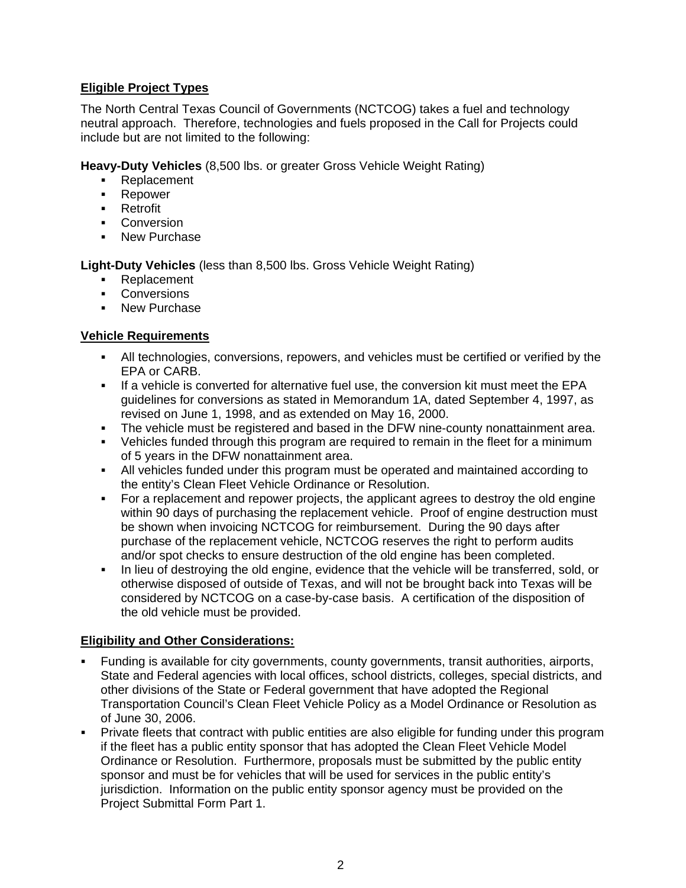## Eligible Project Types

The North Central Texas Council of Governments (NCTCOG) takes a fuel and technology neutral approach. Therefore, technologies and fuels proposed in the Call for Projects could include but are not limited to the following:

**Heavy-Duty Vehicles** (8,500 lbs. or greater Gross Vehicle Weight Rating)

- Replacement
- Repower
- Retrofit
- Conversion
- New Purchase

**Light-Duty Vehicles** (less than 8,500 lbs. Gross Vehicle Weight Rating)

- Replacement
- Conversions
- New Purchase

## Vehicle Requirements

- All technologies, conversions, repowers, and vehicles must be certified or verified by the EPA or CARB.
- If a vehicle is converted for alternative fuel use, the conversion kit must meet the EPA guidelines for conversions as stated in Memorandum 1A, dated September 4, 1997, as revised on June 1, 1998, and as extended on May 16, 2000.
- The vehicle must be registered and based in the DFW nine-county nonattainment area.
- Vehicles funded through this program are required to remain in the fleet for a minimum of 5 years in the DFW nonattainment area.
- All vehicles funded under this program must be operated and maintained according to the entity's Clean Fleet Vehicle Ordinance or Resolution.
- For a replacement and repower projects, the applicant agrees to destroy the old engine within 90 days of purchasing the replacement vehicle. Proof of engine destruction must be shown when invoicing NCTCOG for reimbursement. During the 90 days after purchase of the replacement vehicle, NCTCOG reserves the right to perform audits and/or spot checks to ensure destruction of the old engine has been completed.
- In lieu of destroying the old engine, evidence that the vehicle will be transferred, sold, or otherwise disposed of outside of Texas, and will not be brought back into Texas will be considered by NCTCOG on a case-by-case basis. A certification of the disposition of the old vehicle must be provided.

## Eligibility and Other Considerations:

- Funding is available for city governments, county governments, transit authorities, airports, State and Federal agencies with local offices, school districts, colleges, special districts, and other divisions of the State or Federal government that have adopted the Regional Transportation Council's Clean Fleet Vehicle Policy as a Model Ordinance or Resolution as of June 30, 2006.
- Private fleets that contract with public entities are also eligible for funding under this program if the fleet has a public entity sponsor that has adopted the Clean Fleet Vehicle Model Ordinance or Resolution. Furthermore, proposals must be submitted by the public entity sponsor and must be for vehicles that will be used for services in the public entity's jurisdiction. Information on the public entity sponsor agency must be provided on the Project Submittal Form Part 1.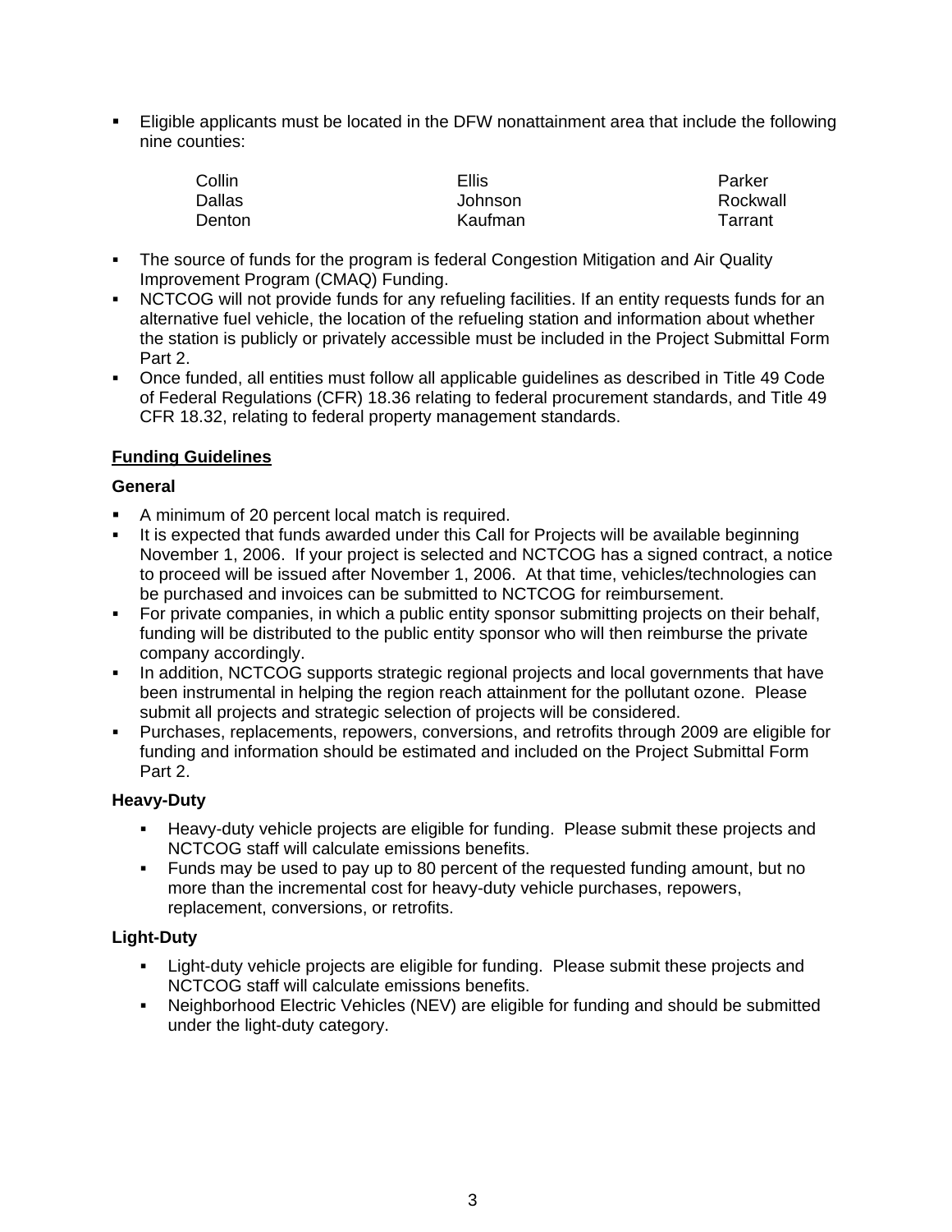- Eligible applicants must be located in the DFW nonattainment area that include the following nine counties:

| | | |
|---|---|---|
| Collin | Ellis | Parker |
| Dallas | Johnson | Rockwall |
| Denton | Kaufman | Tarrant |

- The source of funds for the program is federal Congestion Mitigation and Air Quality Improvement Program (CMAQ) Funding.
- NCTCOG will not provide funds for any refueling facilities. If an entity requests funds for an alternative fuel vehicle, the location of the refueling station and information about whether the station is publicly or privately accessible must be included in the Project Submittal Form Part 2.
- Once funded, all entities must follow all applicable guidelines as described in Title 49 Code of Federal Regulations (CFR) 18.36 relating to federal procurement standards, and Title 49 CFR 18.32, relating to federal property management standards.

## Funding Guidelines

### General

- A minimum of 20 percent local match is required.
- It is expected that funds awarded under this Call for Projects will be available beginning November 1, 2006. If your project is selected and NCTCOG has a signed contract, a notice to proceed will be issued after November 1, 2006. At that time, vehicles/technologies can be purchased and invoices can be submitted to NCTCOG for reimbursement.
- For private companies, in which a public entity sponsor submitting projects on their behalf, funding will be distributed to the public entity sponsor who will then reimburse the private company accordingly.
- In addition, NCTCOG supports strategic regional projects and local governments that have been instrumental in helping the region reach attainment for the pollutant ozone. Please submit all projects and strategic selection of projects will be considered.
- Purchases, replacements, repowers, conversions, and retrofits through 2009 are eligible for funding and information should be estimated and included on the Project Submittal Form Part 2.

### Heavy-Duty

- Heavy-duty vehicle projects are eligible for funding. Please submit these projects and NCTCOG staff will calculate emissions benefits.
- Funds may be used to pay up to 80 percent of the requested funding amount, but no more than the incremental cost for heavy-duty vehicle purchases, repowers, replacement, conversions, or retrofits.

### Light-Duty

- Light-duty vehicle projects are eligible for funding. Please submit these projects and NCTCOG staff will calculate emissions benefits.
- Neighborhood Electric Vehicles (NEV) are eligible for funding and should be submitted under the light-duty category.